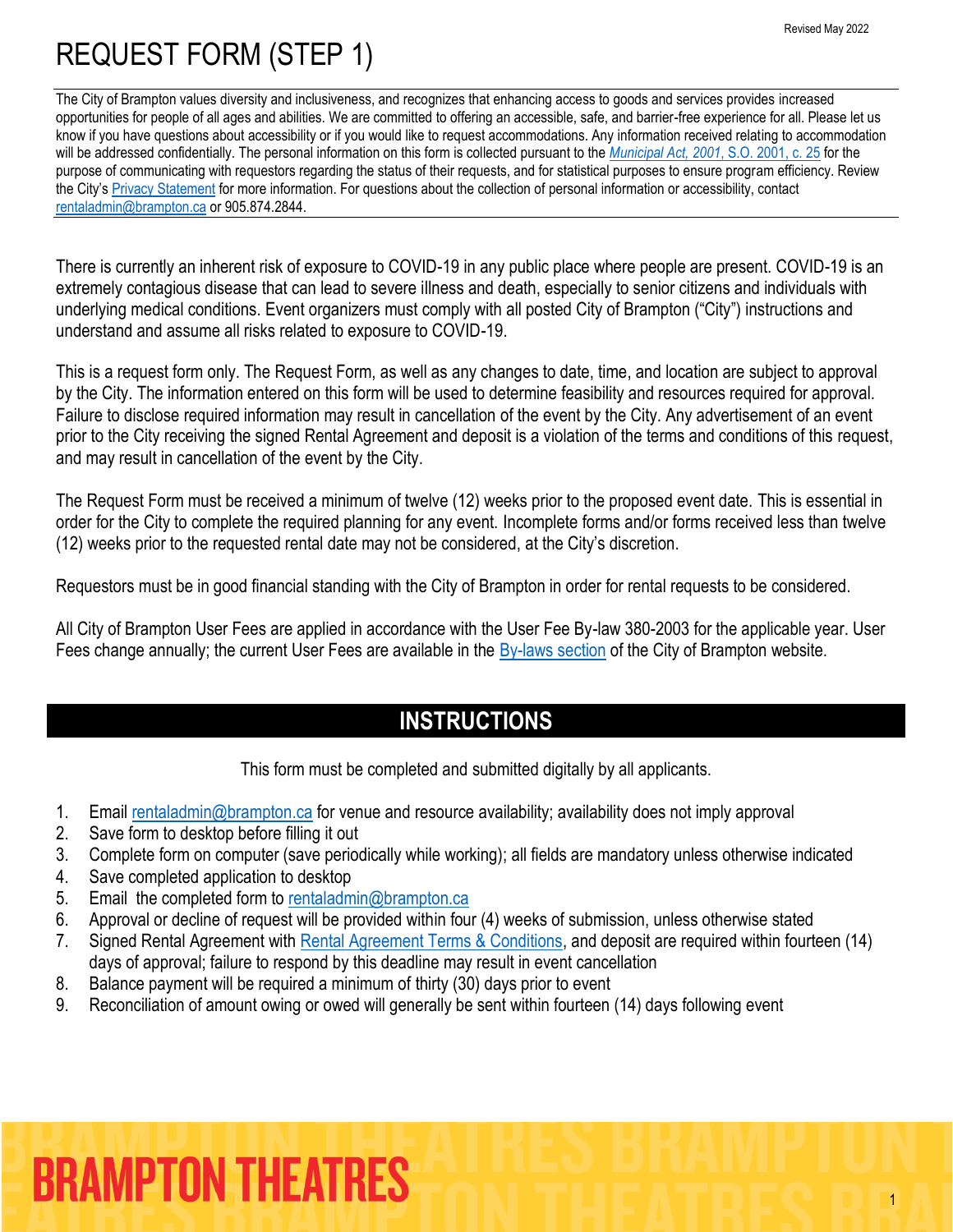Revised May 2022

# REQUEST FORM (STEP 1)

The City of Brampton values diversity and inclusiveness, and recognizes that enhancing access to goods and services provides increased opportunities for people of all ages and abilities. We are committed to offering an accessible, safe, and barrier-free experience for all. Please let us know if you have questions about accessibility or if you would like to request accommodations. Any information received relating to accommodation will be addressed confidentially. The personal information on this form is collected pursuant to the *Municipal Act, 2001*, S.O. 2001, c. 25 for the purpose of communicating with requestors regarding the status of their requests, and for statistical purposes to ensure program efficiency. Review the City's Privacy Statement for more information. For questions about the collection of personal information or accessibility, contact rentaladmin@brampton.ca or 905.874.2844.

There is currently an inherent risk of exposure to COVID-19 in any public place where people are present. COVID-19 is an extremely contagious disease that can lead to severe illness and death, especially to senior citizens and individuals with underlying medical conditions. Event organizers must comply with all posted City of Brampton ("City") instructions and understand and assume all risks related to exposure to COVID-19.

This is a request form only. The Request Form, as well as any changes to date, time, and location are subject to approval by the City. The information entered on this form will be used to determine feasibility and resources required for approval. Failure to disclose required information may result in cancellation of the event by the City. Any advertisement of an event prior to the City receiving the signed Rental Agreement and deposit is a violation of the terms and conditions of this request, and may result in cancellation of the event by the City.

The Request Form must be received a minimum of twelve (12) weeks prior to the proposed event date. This is essential in order for the City to complete the required planning for any event. Incomplete forms and/or forms received less than twelve (12) weeks prior to the requested rental date may not be considered, at the City's discretion.

Requestors must be in good financial standing with the City of Brampton in order for rental requests to be considered.

All City of Brampton User Fees are applied in accordance with the User Fee By-law 380-2003 for the applicable year. User Fees change annually; the current User Fees are available in the By-laws section of the City of Brampton website.

## INSTRUCTIONS

This form must be completed and submitted digitally by all applicants.

1. Email rentaladmin@brampton.ca for venue and resource availability; availability does not imply approval
2. Save form to desktop before filling it out
3. Complete form on computer (save periodically while working); all fields are mandatory unless otherwise indicated
4. Save completed application to desktop
5. Email the completed form to rentaladmin@brampton.ca
6. Approval or decline of request will be provided within four (4) weeks of submission, unless otherwise stated
7. Signed Rental Agreement with Rental Agreement Terms & Conditions, and deposit are required within fourteen (14) days of approval; failure to respond by this deadline may result in event cancellation
8. Balance payment will be required a minimum of thirty (30) days prior to event
9. Reconciliation of amount owing or owed will generally be sent within fourteen (14) days following event

BRAMPTON THEATRES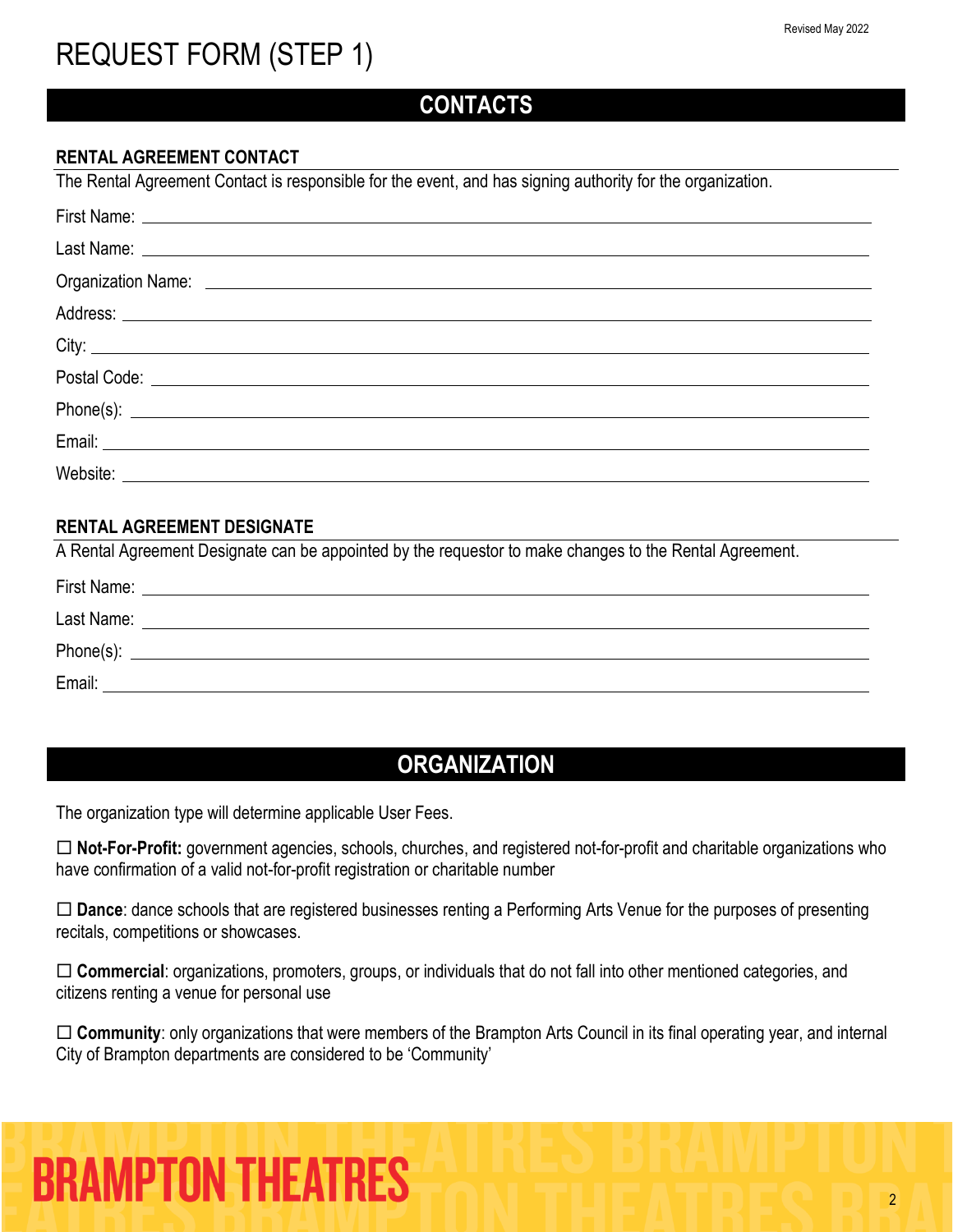# REQUEST FORM (STEP 1)

## CONTACTS

### RENTAL AGREEMENT CONTACT

The Rental Agreement Contact is responsible for the event, and has signing authority for the organization.

First Name: \_\_\_\_\_\_\_\_\_\_\_\_\_\_\_\_\_\_\_\_

Last Name: \_\_\_\_\_\_\_\_\_\_\_\_\_\_\_\_\_\_\_\_

Organization Name: \_\_\_\_\_\_\_\_\_\_\_\_\_\_\_\_\_\_\_\_

Address: \_\_\_\_\_\_\_\_\_\_\_\_\_\_\_\_\_\_\_\_

City: \_\_\_\_\_\_\_\_\_\_\_\_\_\_\_\_\_\_\_\_

Postal Code: \_\_\_\_\_\_\_\_\_\_\_\_\_\_\_\_\_\_\_\_

Phone(s): \_\_\_\_\_\_\_\_\_\_\_\_\_\_\_\_\_\_\_\_

Email: \_\_\_\_\_\_\_\_\_\_\_\_\_\_\_\_\_\_\_\_

Website: \_\_\_\_\_\_\_\_\_\_\_\_\_\_\_\_\_\_\_\_

### RENTAL AGREEMENT DESIGNATE

A Rental Agreement Designate can be appointed by the requestor to make changes to the Rental Agreement.

First Name: \_\_\_\_\_\_\_\_\_\_\_\_\_\_\_\_\_\_\_\_

Last Name: \_\_\_\_\_\_\_\_\_\_\_\_\_\_\_\_\_\_\_\_

Phone(s): \_\_\_\_\_\_\_\_\_\_\_\_\_\_\_\_\_\_\_\_

Email: \_\_\_\_\_\_\_\_\_\_\_\_\_\_\_\_\_\_\_\_

## ORGANIZATION

The organization type will determine applicable User Fees.

☐ **Not-For-Profit:** government agencies, schools, churches, and registered not-for-profit and charitable organizations who have confirmation of a valid not-for-profit registration or charitable number

☐ **Dance**: dance schools that are registered businesses renting a Performing Arts Venue for the purposes of presenting recitals, competitions or showcases.

☐ **Commercial**: organizations, promoters, groups, or individuals that do not fall into other mentioned categories, and citizens renting a venue for personal use

☐ **Community**: only organizations that were members of the Brampton Arts Council in its final operating year, and internal City of Brampton departments are considered to be 'Community'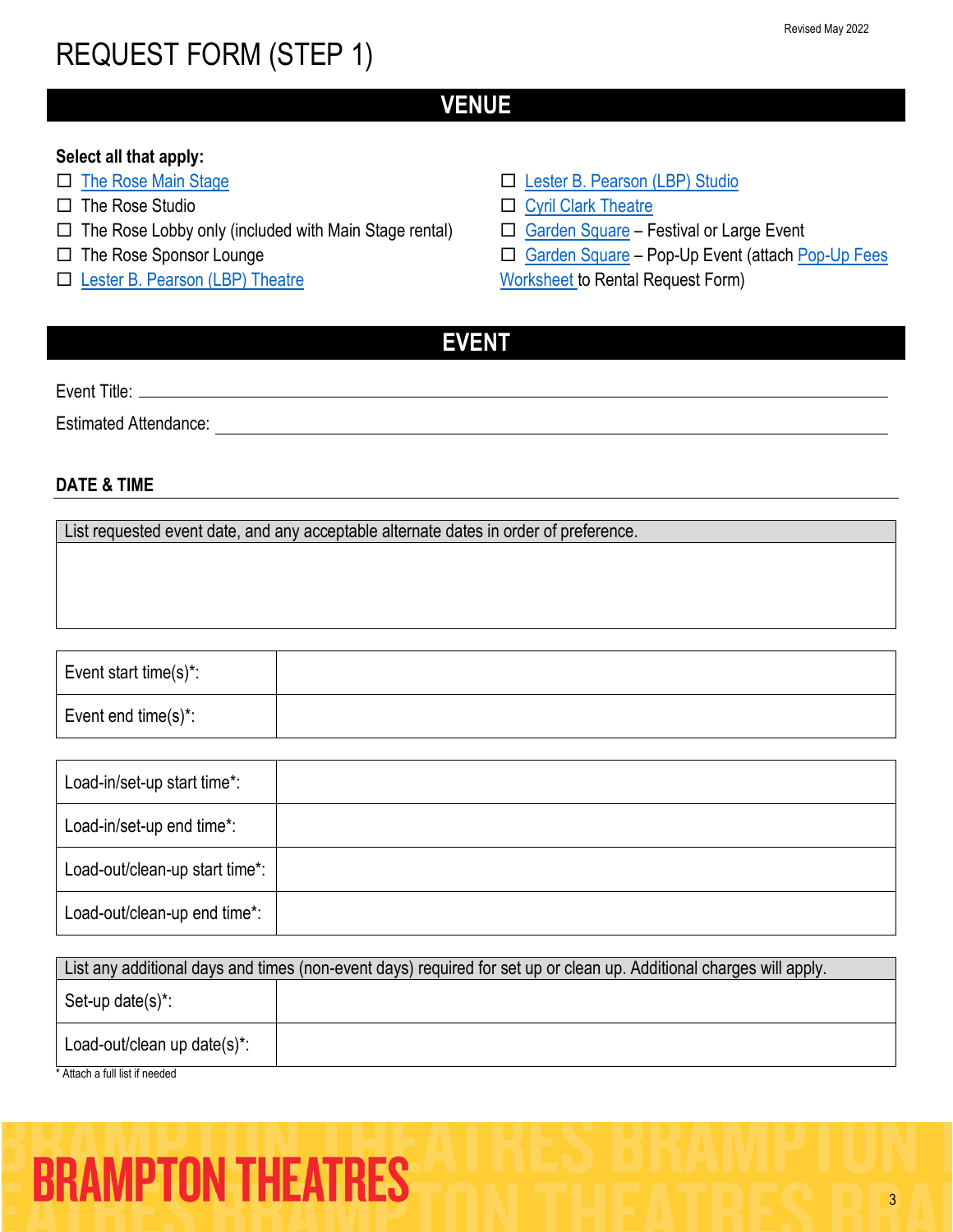# REQUEST FORM (STEP 1)

## VENUE

**Select all that apply:**

- ☐ The Rose Main Stage
- ☐ The Rose Studio
- ☐ The Rose Lobby only (included with Main Stage rental)
- ☐ The Rose Sponsor Lounge
- ☐ Lester B. Pearson (LBP) Theatre
- ☐ Lester B. Pearson (LBP) Studio
- ☐ Cyril Clark Theatre
- ☐ Garden Square – Festival or Large Event
- ☐ Garden Square – Pop-Up Event (attach Pop-Up Fees Worksheet to Rental Request Form)

## EVENT

Event Title: ____________________________________________

Estimated Attendance: ____________________________________________

### DATE & TIME

| List requested event date, and any acceptable alternate dates in order of preference. |
|---|
| |

| | |
|---|---|
| Event start time(s)*: | |
| Event end time(s)*: | |

| | |
|---|---|
| Load-in/set-up start time*: | |
| Load-in/set-up end time*: | |
| Load-out/clean-up start time*: | |
| Load-out/clean-up end time*: | |

| List any additional days and times (non-event days) required for set up or clean up. Additional charges will apply. | |
|---|---|
| Set-up date(s)*: | |
| Load-out/clean up date(s)*: | |

* Attach a full list if needed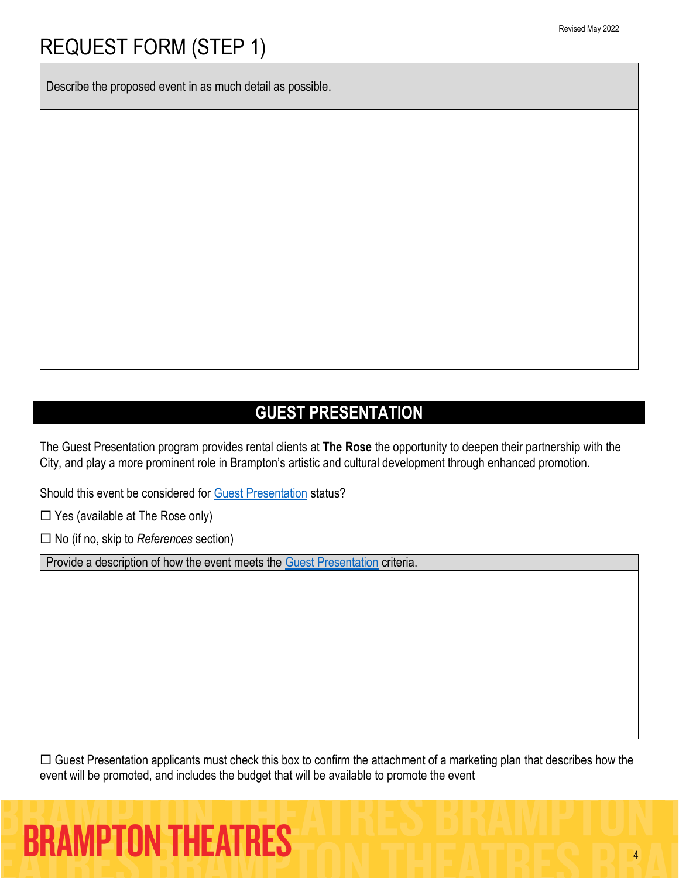# REQUEST FORM (STEP 1)

| Describe the proposed event in as much detail as possible. |
|---|
| |

## GUEST PRESENTATION

The Guest Presentation program provides rental clients at **The Rose** the opportunity to deepen their partnership with the City, and play a more prominent role in Brampton's artistic and cultural development through enhanced promotion.

Should this event be considered for Guest Presentation status?

☐ Yes (available at The Rose only)

☐ No (if no, skip to *References* section)

| Provide a description of how the event meets the Guest Presentation criteria. |
|---|
| |

☐ Guest Presentation applicants must check this box to confirm the attachment of a marketing plan that describes how the event will be promoted, and includes the budget that will be available to promote the event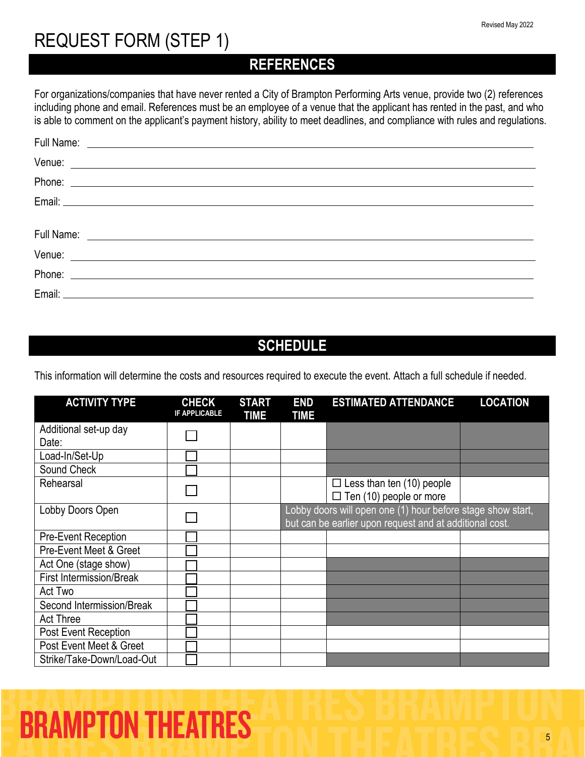# REQUEST FORM (STEP 1)

## REFERENCES

For organizations/companies that have never rented a City of Brampton Performing Arts venue, provide two (2) references including phone and email. References must be an employee of a venue that the applicant has rented in the past, and who is able to comment on the applicant's payment history, ability to meet deadlines, and compliance with rules and regulations.

Full Name: ___________________________________________

Venue: ___________________________________________

Phone: ___________________________________________

Email: ___________________________________________

Full Name: ___________________________________________

Venue: ___________________________________________

Phone: ___________________________________________

Email: ___________________________________________

## SCHEDULE

This information will determine the costs and resources required to execute the event. Attach a full schedule if needed.

| ACTIVITY TYPE | CHECK IF APPLICABLE | START TIME | END TIME | ESTIMATED ATTENDANCE | LOCATION |
|---|---|---|---|---|---|
| Additional set-up day Date: | ☐ | | | | |
| Load-In/Set-Up | ☐ | | | | |
| Sound Check | ☐ | | | | |
| Rehearsal | ☐ | | | ☐ Less than ten (10) people ☐ Ten (10) people or more | |
| Lobby Doors Open | ☐ | | Lobby doors will open one (1) hour before stage show start, but can be earlier upon request and at additional cost. | | |
| Pre-Event Reception | ☐ | | | | |
| Pre-Event Meet & Greet | ☐ | | | | |
| Act One (stage show) | ☐ | | | | |
| First Intermission/Break | ☐ | | | | |
| Act Two | ☐ | | | | |
| Second Intermission/Break | ☐ | | | | |
| Act Three | ☐ | | | | |
| Post Event Reception | ☐ | | | | |
| Post Event Meet & Greet | ☐ | | | | |
| Strike/Take-Down/Load-Out | ☐ | | | | |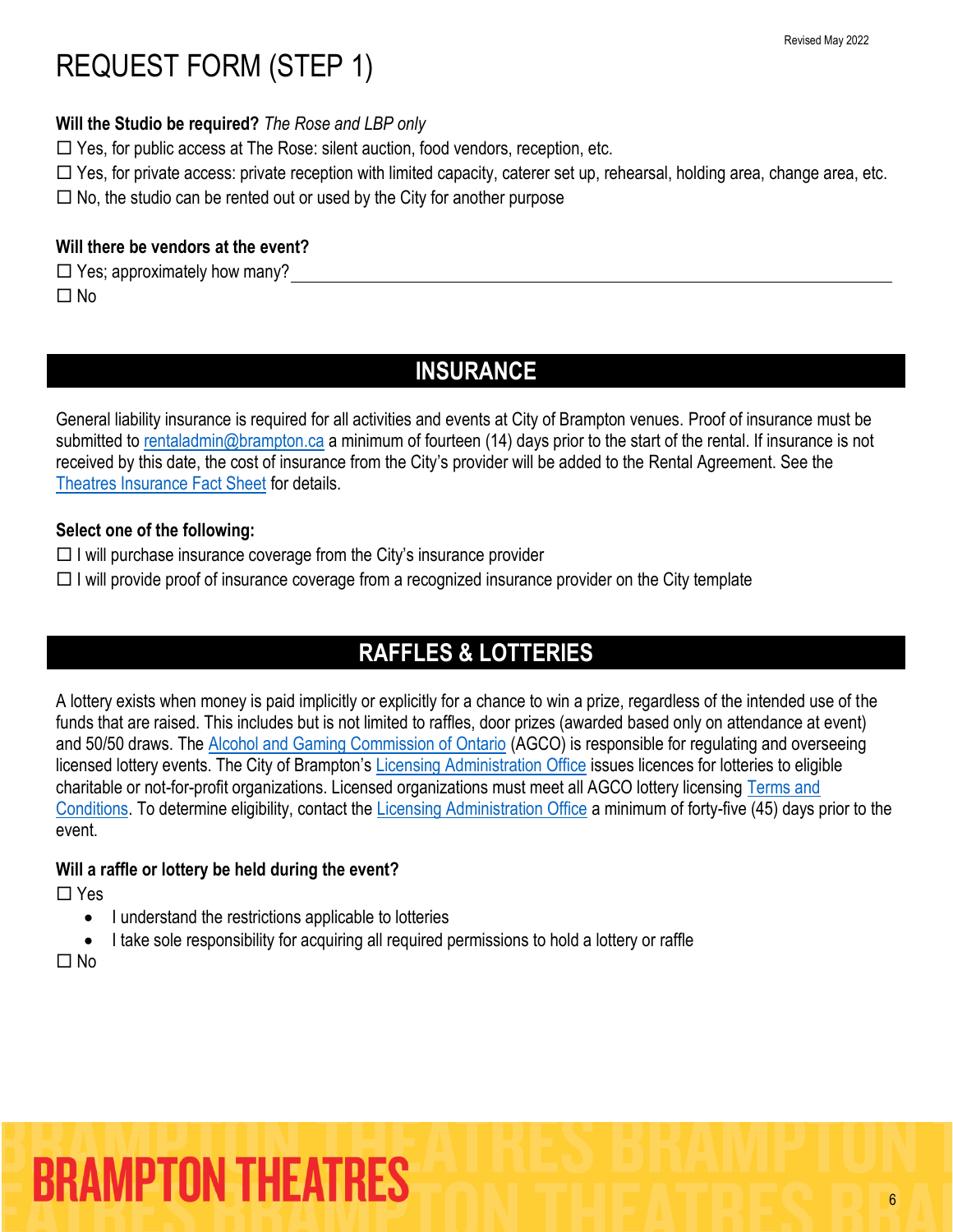# REQUEST FORM (STEP 1)

**Will the Studio be required?** *The Rose and LBP only*

☐ Yes, for public access at The Rose: silent auction, food vendors, reception, etc.

☐ Yes, for private access: private reception with limited capacity, caterer set up, rehearsal, holding area, change area, etc.

☐ No, the studio can be rented out or used by the City for another purpose

**Will there be vendors at the event?**

☐ Yes; approximately how many? ______________________________

☐ No

## INSURANCE

General liability insurance is required for all activities and events at City of Brampton venues. Proof of insurance must be submitted to rentaladmin@brampton.ca a minimum of fourteen (14) days prior to the start of the rental. If insurance is not received by this date, the cost of insurance from the City's provider will be added to the Rental Agreement. See the Theatres Insurance Fact Sheet for details.

**Select one of the following:**

☐ I will purchase insurance coverage from the City's insurance provider

☐ I will provide proof of insurance coverage from a recognized insurance provider on the City template

## RAFFLES & LOTTERIES

A lottery exists when money is paid implicitly or explicitly for a chance to win a prize, regardless of the intended use of the funds that are raised. This includes but is not limited to raffles, door prizes (awarded based only on attendance at event) and 50/50 draws. The Alcohol and Gaming Commission of Ontario (AGCO) is responsible for regulating and overseeing licensed lottery events. The City of Brampton's Licensing Administration Office issues licences for lotteries to eligible charitable or not-for-profit organizations. Licensed organizations must meet all AGCO lottery licensing Terms and Conditions. To determine eligibility, contact the Licensing Administration Office a minimum of forty-five (45) days prior to the event.

**Will a raffle or lottery be held during the event?**

☐ Yes

- I understand the restrictions applicable to lotteries
- I take sole responsibility for acquiring all required permissions to hold a lottery or raffle

☐ No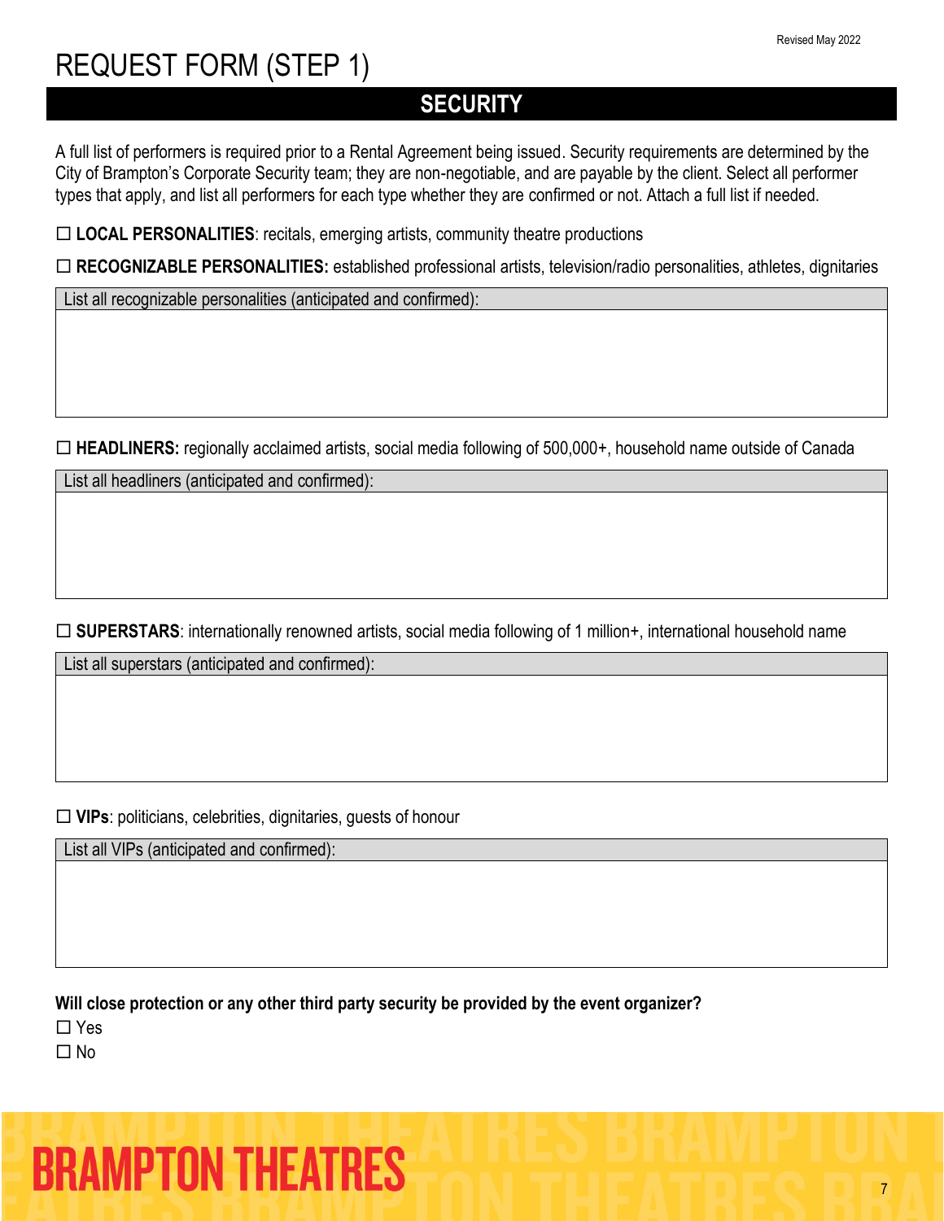# REQUEST FORM (STEP 1)

## SECURITY

A full list of performers is required prior to a Rental Agreement being issued. Security requirements are determined by the City of Brampton's Corporate Security team; they are non-negotiable, and are payable by the client. Select all performer types that apply, and list all performers for each type whether they are confirmed or not. Attach a full list if needed.

☐ **LOCAL PERSONALITIES**: recitals, emerging artists, community theatre productions

☐ **RECOGNIZABLE PERSONALITIES:** established professional artists, television/radio personalities, athletes, dignitaries

| List all recognizable personalities (anticipated and confirmed): |
| --- |
| |

☐ **HEADLINERS:** regionally acclaimed artists, social media following of 500,000+, household name outside of Canada

| List all headliners (anticipated and confirmed): |
| --- |
| |

☐ **SUPERSTARS**: internationally renowned artists, social media following of 1 million+, international household name

| List all superstars (anticipated and confirmed): |
| --- |
| |

☐ **VIPs**: politicians, celebrities, dignitaries, guests of honour

| List all VIPs (anticipated and confirmed): |
| --- |
| |

**Will close protection or any other third party security be provided by the event organizer?**

☐ Yes

☐ No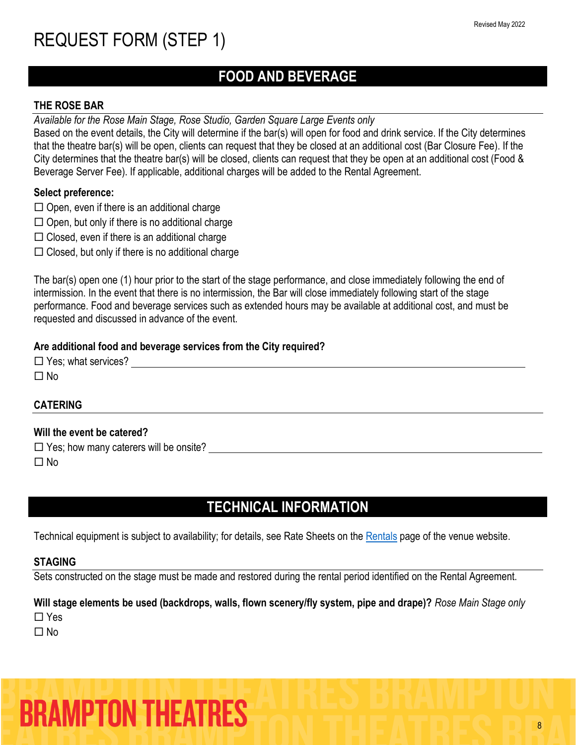# REQUEST FORM (STEP 1)

## FOOD AND BEVERAGE

### THE ROSE BAR

*Available for the Rose Main Stage, Rose Studio, Garden Square Large Events only*

Based on the event details, the City will determine if the bar(s) will open for food and drink service. If the City determines that the theatre bar(s) will be open, clients can request that they be closed at an additional cost (Bar Closure Fee). If the City determines that the theatre bar(s) will be closed, clients can request that they be open at an additional cost (Food & Beverage Server Fee). If applicable, additional charges will be added to the Rental Agreement.

**Select preference:**

☐ Open, even if there is an additional charge
☐ Open, but only if there is no additional charge
☐ Closed, even if there is an additional charge
☐ Closed, but only if there is no additional charge

The bar(s) open one (1) hour prior to the start of the stage performance, and close immediately following the end of intermission. In the event that there is no intermission, the Bar will close immediately following start of the stage performance. Food and beverage services such as extended hours may be available at additional cost, and must be requested and discussed in advance of the event.

**Are additional food and beverage services from the City required?**

☐ Yes; what services? ______________________________

☐ No

### CATERING

**Will the event be catered?**

☐ Yes; how many caterers will be onsite? ______________________________

☐ No

## TECHNICAL INFORMATION

Technical equipment is subject to availability; for details, see Rate Sheets on the [Rentals] page of the venue website.

### STAGING

Sets constructed on the stage must be made and restored during the rental period identified on the Rental Agreement.

**Will stage elements be used (backdrops, walls, flown scenery/fly system, pipe and drape)?** *Rose Main Stage only*

☐ Yes

☐ No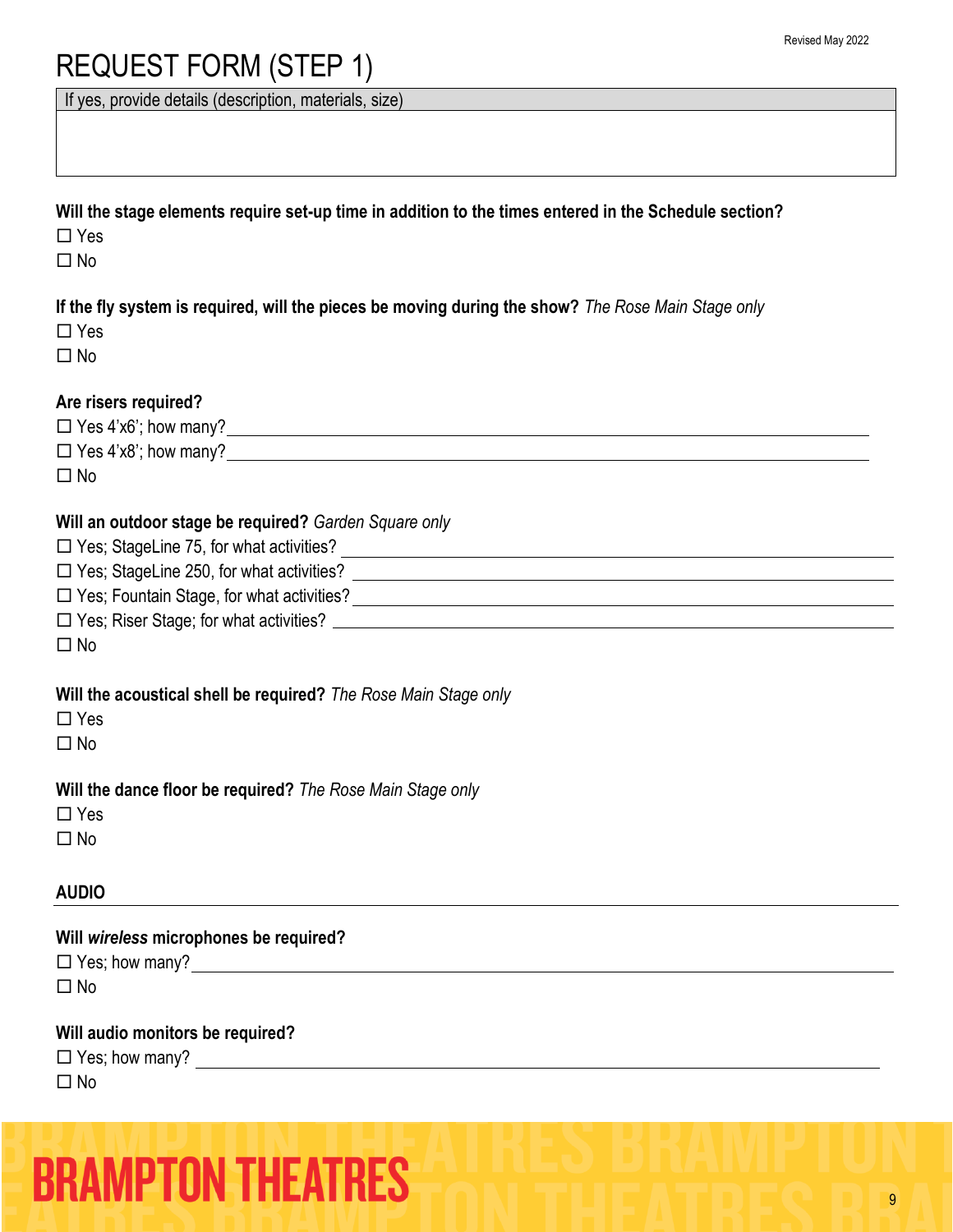# REQUEST FORM (STEP 1)

| If yes, provide details (description, materials, size) |
| --- |
| |

**Will the stage elements require set-up time in addition to the times entered in the Schedule section?**

☐ Yes
☐ No

**If the fly system is required, will the pieces be moving during the show?** *The Rose Main Stage only*

☐ Yes
☐ No

**Are risers required?**

☐ Yes 4'x6'; how many? ____________________
☐ Yes 4'x8'; how many? ____________________
☐ No

**Will an outdoor stage be required?** *Garden Square only*

☐ Yes; StageLine 75, for what activities? ____________________
☐ Yes; StageLine 250, for what activities? ____________________
☐ Yes; Fountain Stage, for what activities? ____________________
☐ Yes; Riser Stage; for what activities? ____________________
☐ No

**Will the acoustical shell be required?** *The Rose Main Stage only*

☐ Yes
☐ No

**Will the dance floor be required?** *The Rose Main Stage only*

☐ Yes
☐ No

## AUDIO

**Will *wireless* microphones be required?**

☐ Yes; how many? ____________________
☐ No

**Will audio monitors be required?**

☐ Yes; how many? ____________________
☐ No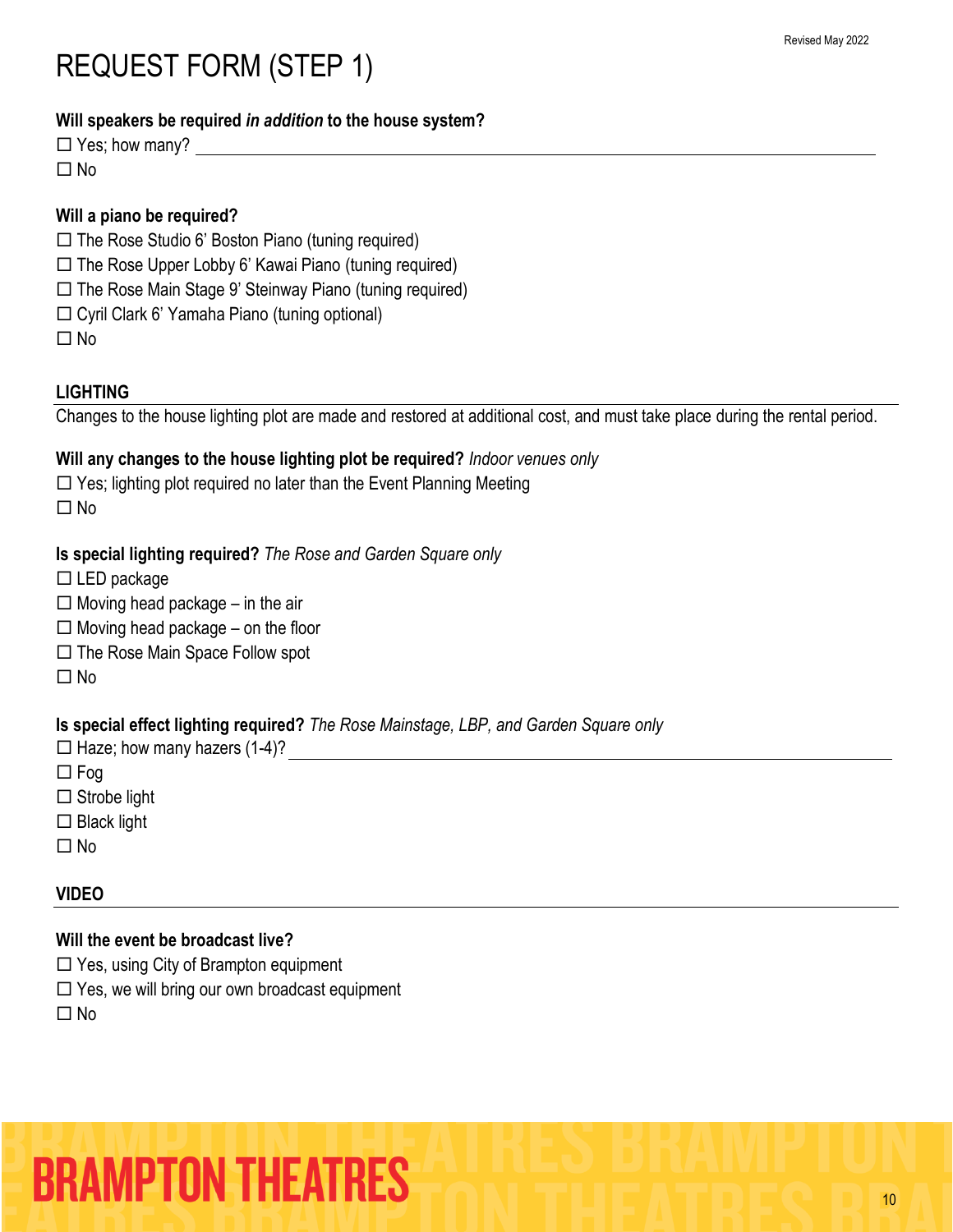# REQUEST FORM (STEP 1)

**Will speakers be required *in addition* to the house system?**

☐ Yes; how many? ____________________

☐ No

**Will a piano be required?**

☐ The Rose Studio 6' Boston Piano (tuning required)

☐ The Rose Upper Lobby 6' Kawai Piano (tuning required)

☐ The Rose Main Stage 9' Steinway Piano (tuning required)

☐ Cyril Clark 6' Yamaha Piano (tuning optional)

☐ No

## LIGHTING

Changes to the house lighting plot are made and restored at additional cost, and must take place during the rental period.

**Will any changes to the house lighting plot be required?** *Indoor venues only*

☐ Yes; lighting plot required no later than the Event Planning Meeting

☐ No

**Is special lighting required?** *The Rose and Garden Square only*

☐ LED package

☐ Moving head package – in the air

☐ Moving head package – on the floor

☐ The Rose Main Space Follow spot

☐ No

**Is special effect lighting required?** *The Rose Mainstage, LBP, and Garden Square only*

☐ Haze; how many hazers (1-4)? ____________________

☐ Fog

☐ Strobe light

☐ Black light

☐ No

## VIDEO

**Will the event be broadcast live?**

☐ Yes, using City of Brampton equipment

☐ Yes, we will bring our own broadcast equipment

☐ No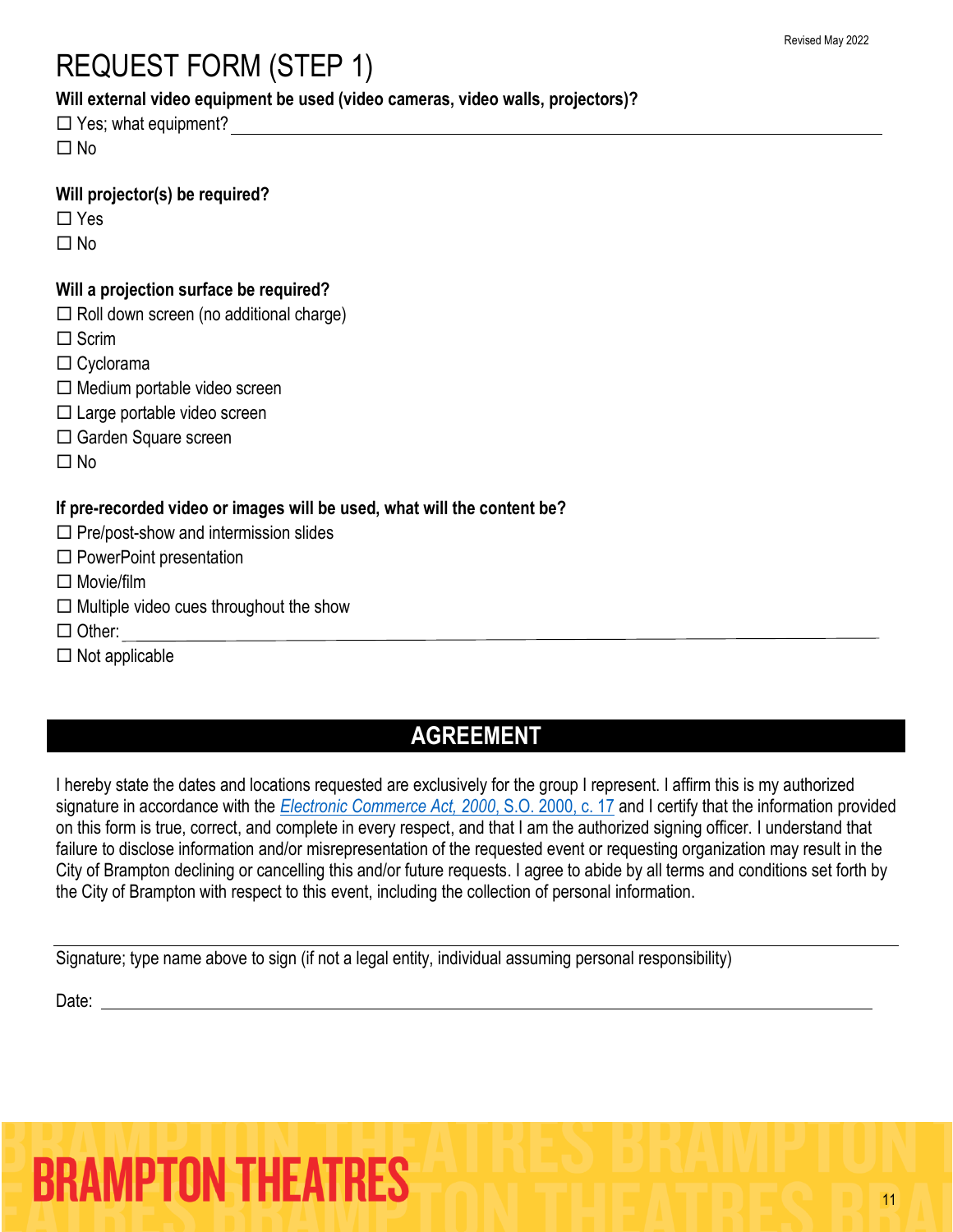# REQUEST FORM (STEP 1)

**Will external video equipment be used (video cameras, video walls, projectors)?**

☐ Yes; what equipment? ______________________________

☐ No

**Will projector(s) be required?**

☐ Yes

☐ No

**Will a projection surface be required?**

☐ Roll down screen (no additional charge)

☐ Scrim

☐ Cyclorama

☐ Medium portable video screen

☐ Large portable video screen

☐ Garden Square screen

☐ No

**If pre-recorded video or images will be used, what will the content be?**

☐ Pre/post-show and intermission slides

☐ PowerPoint presentation

☐ Movie/film

☐ Multiple video cues throughout the show

☐ Other: ______________________________

☐ Not applicable

## AGREEMENT

I hereby state the dates and locations requested are exclusively for the group I represent. I affirm this is my authorized signature in accordance with the *Electronic Commerce Act, 2000*, S.O. 2000, c. 17 and I certify that the information provided on this form is true, correct, and complete in every respect, and that I am the authorized signing officer. I understand that failure to disclose information and/or misrepresentation of the requested event or requesting organization may result in the City of Brampton declining or cancelling this and/or future requests. I agree to abide by all terms and conditions set forth by the City of Brampton with respect to this event, including the collection of personal information.

______________________________

Signature; type name above to sign (if not a legal entity, individual assuming personal responsibility)

Date: ______________________________